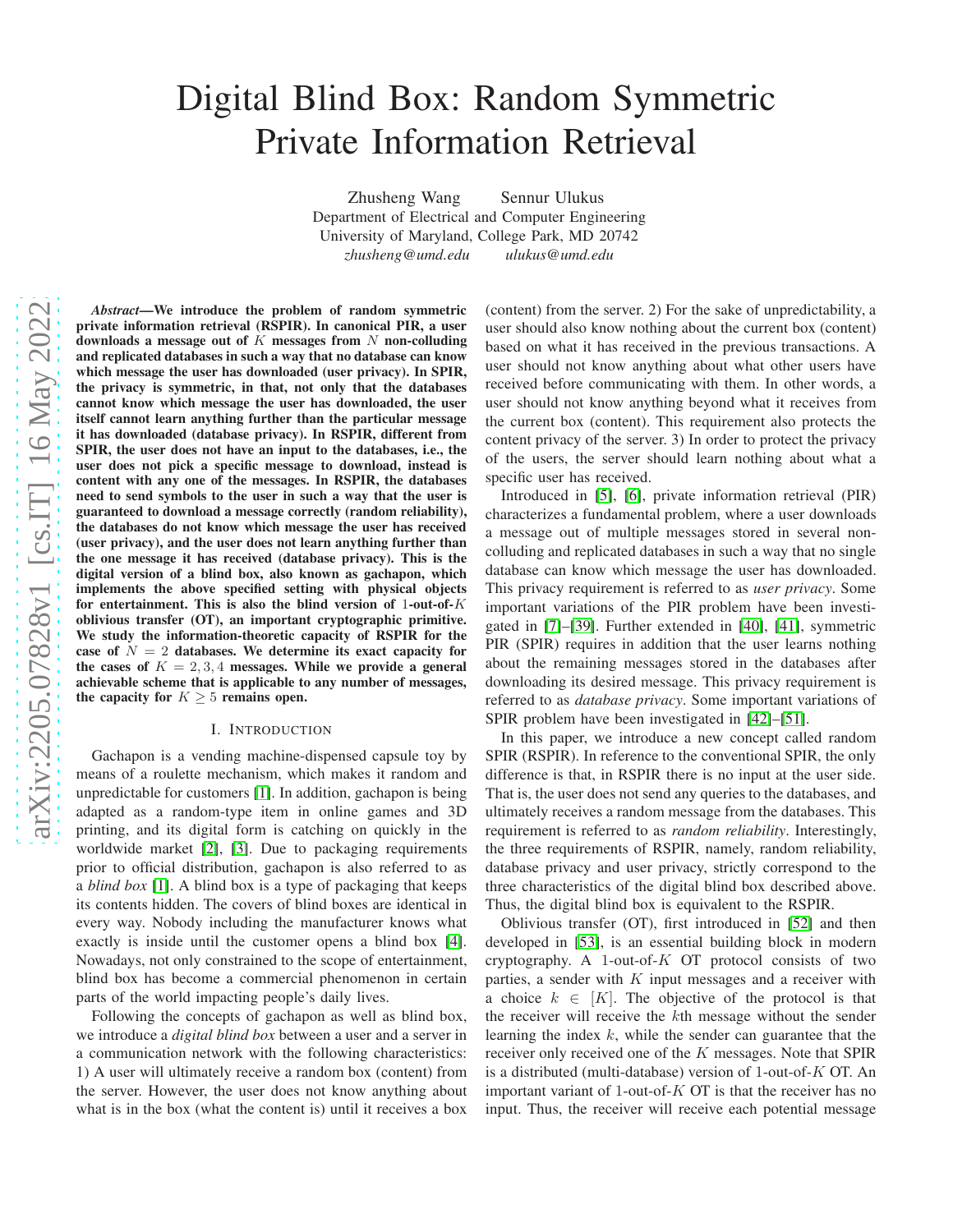# Digital Blind Box: Random Symmetric Private Information Retrieval

Zhusheng Wang     Sennur Ulukus
Department of Electrical and Computer Engineering
University of Maryland, College Park, MD 20742
*zhusheng@umd.edu*     *ulukus@umd.edu*

***Abstract*—We introduce the problem of random symmetric private information retrieval (RSPIR). In canonical PIR, a user downloads a message out of $K$ messages from $N$ non-colluding and replicated databases in such a way that no database can know which message the user has downloaded (user privacy). In SPIR, the privacy is symmetric, in that, not only that the databases cannot know which message the user has downloaded, the user itself cannot learn anything further than the particular message it has downloaded (database privacy). In RSPIR, different from SPIR, the user does not have an input to the databases, i.e., the user does not pick a specific message to download, instead is content with any one of the messages. In RSPIR, the databases need to send symbols to the user in such a way that the user is guaranteed to download a message correctly (random reliability), the databases do not know which message the user has received (user privacy), and the user does not learn anything further than the one message it has received (database privacy). This is the digital version of a blind box, also known as gachapon, which implements the above specified setting with physical objects for entertainment. This is also the blind version of 1-out-of-$K$ oblivious transfer (OT), an important cryptographic primitive. We study the information-theoretic capacity of RSPIR for the case of $N = 2$ databases. We determine its exact capacity for the cases of $K = 2, 3, 4$ messages. While we provide a general achievable scheme that is applicable to any number of messages, the capacity for $K \geq 5$ remains open.**

## I. Introduction

Gachapon is a vending machine-dispensed capsule toy by means of a roulette mechanism, which makes it random and unpredictable for customers [1]. In addition, gachapon is being adapted as a random-type item in online games and 3D printing, and its digital form is catching on quickly in the worldwide market [2], [3]. Due to packaging requirements prior to official distribution, gachapon is also referred to as a *blind box* [1]. A blind box is a type of packaging that keeps its contents hidden. The covers of blind boxes are identical in every way. Nobody including the manufacturer knows what exactly is inside until the customer opens a blind box [4]. Nowadays, not only constrained to the scope of entertainment, blind box has become a commercial phenomenon in certain parts of the world impacting people's daily lives.

Following the concepts of gachapon as well as blind box, we introduce a *digital blind box* between a user and a server in a communication network with the following characteristics: 1) A user will ultimately receive a random box (content) from the server. However, the user does not know anything about what is in the box (what the content is) until it receives a box (content) from the server. 2) For the sake of unpredictability, a user should also know nothing about the current box (content) based on what it has received in the previous transactions. A user should not know anything about what other users have received before communicating with them. In other words, a user should not know anything beyond what it receives from the current box (content). This requirement also protects the content privacy of the server. 3) In order to protect the privacy of the users, the server should learn nothing about what a specific user has received.

Introduced in [5], [6], private information retrieval (PIR) characterizes a fundamental problem, where a user downloads a message out of multiple messages stored in several non-colluding and replicated databases in such a way that no single database can know which message the user has downloaded. This privacy requirement is referred to as *user privacy*. Some important variations of the PIR problem have been investigated in [7]–[39]. Further extended in [40], [41], symmetric PIR (SPIR) requires in addition that the user learns nothing about the remaining messages stored in the databases after downloading its desired message. This privacy requirement is referred to as *database privacy*. Some important variations of SPIR problem have been investigated in [42]–[51].

In this paper, we introduce a new concept called random SPIR (RSPIR). In reference to the conventional SPIR, the only difference is that, in RSPIR there is no input at the user side. That is, the user does not send any queries to the databases, and ultimately receives a random message from the databases. This requirement is referred to as *random reliability*. Interestingly, the three requirements of RSPIR, namely, random reliability, database privacy and user privacy, strictly correspond to the three characteristics of the digital blind box described above. Thus, the digital blind box is equivalent to the RSPIR.

Oblivious transfer (OT), first introduced in [52] and then developed in [53], is an essential building block in modern cryptography. A 1-out-of-$K$ OT protocol consists of two parties, a sender with $K$ input messages and a receiver with a choice $k \in [K]$. The objective of the protocol is that the receiver will receive the $k$th message without the sender learning the index $k$, while the sender can guarantee that the receiver only received one of the $K$ messages. Note that SPIR is a distributed (multi-database) version of 1-out-of-$K$ OT. An important variant of 1-out-of-$K$ OT is that the receiver has no input. Thus, the receiver will receive each potential message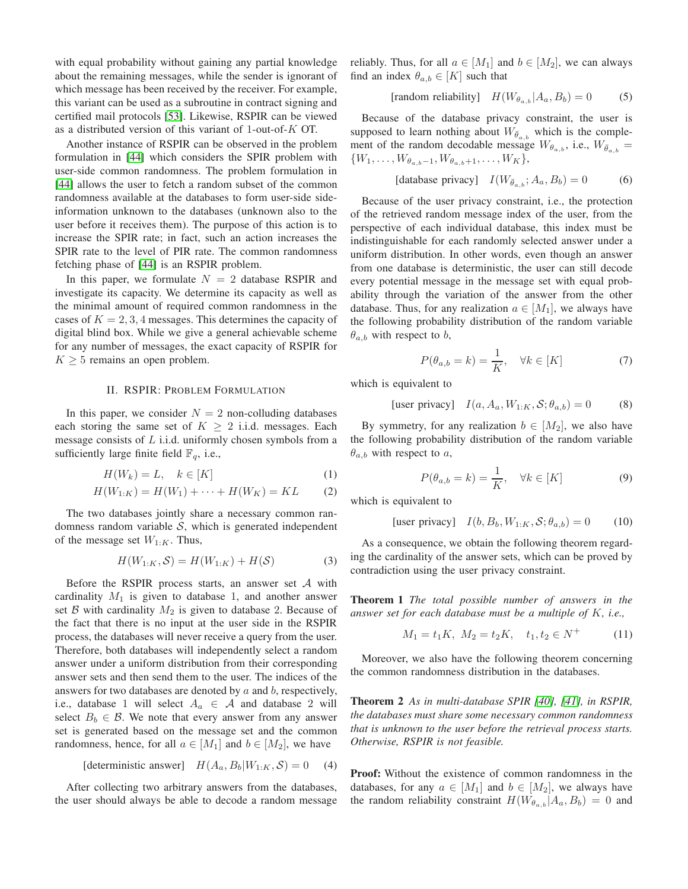with equal probability without gaining any partial knowledge about the remaining messages, while the sender is ignorant of which message has been received by the receiver. For example, this variant can be used as a subroutine in contract signing and certified mail protocols [53]. Likewise, RSPIR can be viewed as a distributed version of this variant of 1-out-of-$K$ OT.

Another instance of RSPIR can be observed in the problem formulation in [44] which considers the SPIR problem with user-side common randomness. The problem formulation in [44] allows the user to fetch a random subset of the common randomness available at the databases to form user-side side-information unknown to the databases (unknown also to the user before it receives them). The purpose of this action is to increase the SPIR rate; in fact, such an action increases the SPIR rate to the level of PIR rate. The common randomness fetching phase of [44] is an RSPIR problem.

In this paper, we formulate $N = 2$ database RSPIR and investigate its capacity. We determine its capacity as well as the minimal amount of required common randomness in the cases of $K = 2, 3, 4$ messages. This determines the capacity of digital blind box. While we give a general achievable scheme for any number of messages, the exact capacity of RSPIR for $K \geq 5$ remains an open problem.

## II. RSPIR: Problem Formulation

In this paper, we consider $N = 2$ non-colluding databases each storing the same set of $K \geq 2$ i.i.d. messages. Each message consists of $L$ i.i.d. uniformly chosen symbols from a sufficiently large finite field $\mathbb{F}_q$, i.e.,

$$H(W_k) = L, \quad k \in [K] \tag{1}$$

$$H(W_{1:K}) = H(W_1) + \cdots + H(W_K) = KL \tag{2}$$

The two databases jointly share a necessary common randomness random variable $\mathcal{S}$, which is generated independent of the message set $W_{1:K}$. Thus,

$$H(W_{1:K}, \mathcal{S}) = H(W_{1:K}) + H(\mathcal{S}) \tag{3}$$

Before the RSPIR process starts, an answer set $\mathcal{A}$ with cardinality $M_1$ is given to database 1, and another answer set $\mathcal{B}$ with cardinality $M_2$ is given to database 2. Because of the fact that there is no input at the user side in the RSPIR process, the databases will never receive a query from the user. Therefore, both databases will independently select a random answer under a uniform distribution from their corresponding answer sets and then send them to the user. The indices of the answers for two databases are denoted by $a$ and $b$, respectively, i.e., database 1 will select $A_a \in \mathcal{A}$ and database 2 will select $B_b \in \mathcal{B}$. We note that every answer from any answer set is generated based on the message set and the common randomness, hence, for all $a \in [M_1]$ and $b \in [M_2]$, we have

$$\text{[deterministic answer]} \quad H(A_a, B_b | W_{1:K}, \mathcal{S}) = 0 \tag{4}$$

After collecting two arbitrary answers from the databases, the user should always be able to decode a random message reliably. Thus, for all $a \in [M_1]$ and $b \in [M_2]$, we can always find an index $\theta_{a,b} \in [K]$ such that

$$\text{[random reliability]} \quad H(W_{\theta_{a,b}} | A_a, B_b) = 0 \tag{5}$$

Because of the database privacy constraint, the user is supposed to learn nothing about $W_{\bar{\theta}_{a,b}}$ which is the complement of the random decodable message $W_{\theta_{a,b}}$, i.e., $W_{\bar{\theta}_{a,b}} = \{W_1, \ldots, W_{\theta_{a,b}-1}, W_{\theta_{a,b}+1}, \ldots, W_K\}$,

$$\text{[database privacy]} \quad I(W_{\bar{\theta}_{a,b}}; A_a, B_b) = 0 \tag{6}$$

Because of the user privacy constraint, i.e., the protection of the retrieved random message index of the user, from the perspective of each individual database, this index must be indistinguishable for each randomly selected answer under a uniform distribution. In other words, even though an answer from one database is deterministic, the user can still decode every potential message in the message set with equal probability through the variation of the answer from the other database. Thus, for any realization $a \in [M_1]$, we always have the following probability distribution of the random variable $\theta_{a,b}$ with respect to $b$,

$$P(\theta_{a,b} = k) = \frac{1}{K}, \quad \forall k \in [K] \tag{7}$$

which is equivalent to

$$\text{[user privacy]} \quad I(a, A_a, W_{1:K}, \mathcal{S}; \theta_{a,b}) = 0 \tag{8}$$

By symmetry, for any realization $b \in [M_2]$, we also have the following probability distribution of the random variable $\theta_{a,b}$ with respect to $a$,

$$P(\theta_{a,b} = k) = \frac{1}{K}, \quad \forall k \in [K] \tag{9}$$

which is equivalent to

$$\text{[user privacy]} \quad I(b, B_b, W_{1:K}, \mathcal{S}; \theta_{a,b}) = 0 \tag{10}$$

As a consequence, we obtain the following theorem regarding the cardinality of the answer sets, which can be proved by contradiction using the user privacy constraint.

**Theorem 1** *The total possible number of answers in the answer set for each database must be a multiple of $K$, i.e.,*

$$M_1 = t_1 K, \; M_2 = t_2 K, \quad t_1, t_2 \in N^+ \tag{11}$$

Moreover, we also have the following theorem concerning the common randomness distribution in the databases.

**Theorem 2** *As in multi-database SPIR [40], [41], in RSPIR, the databases must share some necessary common randomness that is unknown to the user before the retrieval process starts. Otherwise, RSPIR is not feasible.*

**Proof:** Without the existence of common randomness in the databases, for any $a \in [M_1]$ and $b \in [M_2]$, we always have the random reliability constraint $H(W_{\theta_{a,b}} | A_a, B_b) = 0$ and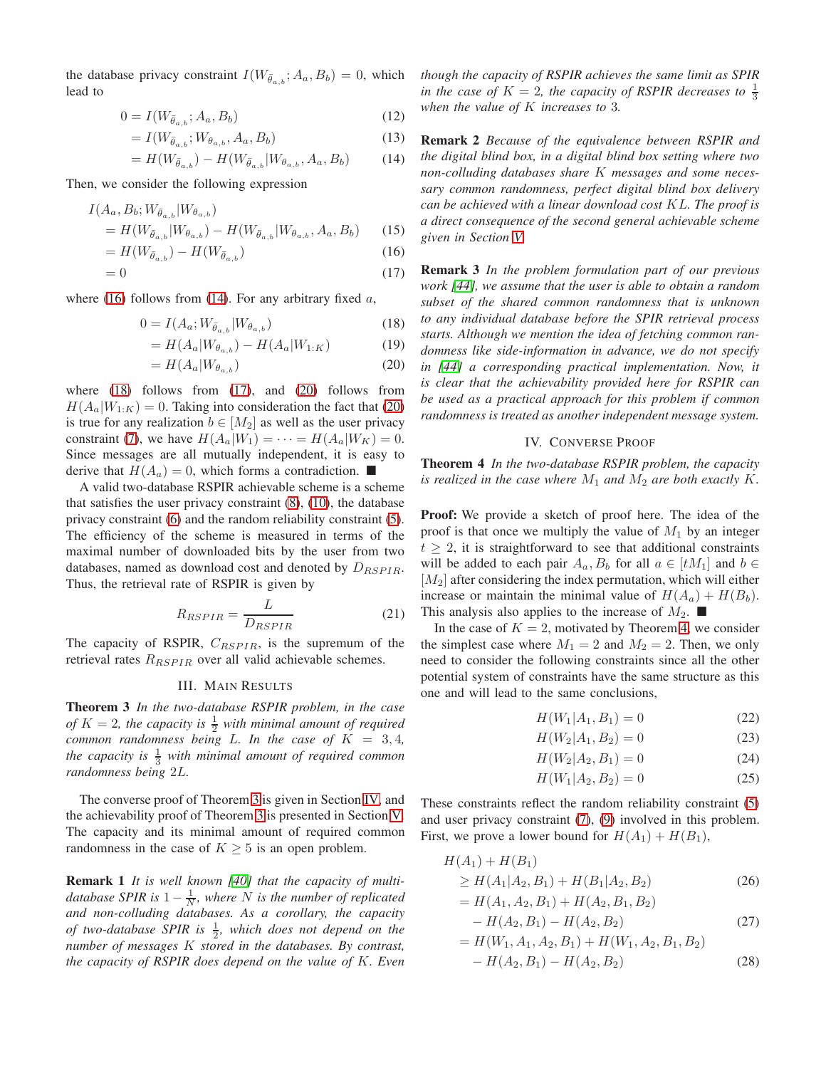the database privacy constraint $I(W_{\bar{\theta}_{a,b}}; A_a, B_b) = 0$, which lead to

$$0 = I(W_{\bar{\theta}_{a,b}}; A_a, B_b) \tag{12}$$
$$= I(W_{\bar{\theta}_{a,b}}; W_{\theta_{a,b}}, A_a, B_b) \tag{13}$$
$$= H(W_{\bar{\theta}_{a,b}}) - H(W_{\bar{\theta}_{a,b}} | W_{\theta_{a,b}}, A_a, B_b) \tag{14}$$

Then, we consider the following expression

$$I(A_a, B_b; W_{\bar{\theta}_{a,b}} | W_{\theta_{a,b}})$$
$$= H(W_{\bar{\theta}_{a,b}} | W_{\theta_{a,b}}) - H(W_{\bar{\theta}_{a,b}} | W_{\theta_{a,b}}, A_a, B_b) \tag{15}$$
$$= H(W_{\bar{\theta}_{a,b}}) - H(W_{\bar{\theta}_{a,b}}) \tag{16}$$
$$= 0 \tag{17}$$

where (16) follows from (14). For any arbitrary fixed $a$,

$$0 = I(A_a; W_{\bar{\theta}_{a,b}} | W_{\theta_{a,b}}) \tag{18}$$
$$= H(A_a | W_{\theta_{a,b}}) - H(A_a | W_{1:K}) \tag{19}$$
$$= H(A_a | W_{\theta_{a,b}}) \tag{20}$$

where (18) follows from (17), and (20) follows from $H(A_a|W_{1:K}) = 0$. Taking into consideration the fact that (20) is true for any realization $b \in [M_2]$ as well as the user privacy constraint (7), we have $H(A_a|W_1) = \cdots = H(A_a|W_K) = 0$. Since messages are all mutually independent, it is easy to derive that $H(A_a) = 0$, which forms a contradiction. ■

A valid two-database RSPIR achievable scheme is a scheme that satisfies the user privacy constraint (8), (10), the database privacy constraint (6) and the random reliability constraint (5). The efficiency of the scheme is measured in terms of the maximal number of downloaded bits by the user from two databases, named as download cost and denoted by $D_{RSPIR}$. Thus, the retrieval rate of RSPIR is given by

$$R_{RSPIR} = \frac{L}{D_{RSPIR}} \tag{21}$$

The capacity of RSPIR, $C_{RSPIR}$, is the supremum of the retrieval rates $R_{RSPIR}$ over all valid achievable schemes.

## III. Main Results

**Theorem 3** *In the two-database RSPIR problem, in the case of $K = 2$, the capacity is $\frac{1}{2}$ with minimal amount of required common randomness being $L$. In the case of $K = 3, 4$, the capacity is $\frac{1}{3}$ with minimal amount of required common randomness being $2L$.*

The converse proof of Theorem 3 is given in Section IV, and the achievability proof of Theorem 3 is presented in Section V. The capacity and its minimal amount of required common randomness in the case of $K \geq 5$ is an open problem.

**Remark 1** *It is well known [40] that the capacity of multi-database SPIR is $1 - \frac{1}{N}$, where $N$ is the number of replicated and non-colluding databases. As a corollary, the capacity of two-database SPIR is $\frac{1}{2}$, which does not depend on the number of messages $K$ stored in the databases. By contrast, the capacity of RSPIR does depend on the value of $K$. Even though the capacity of RSPIR achieves the same limit as SPIR in the case of $K = 2$, the capacity of RSPIR decreases to $\frac{1}{3}$ when the value of $K$ increases to 3.*

**Remark 2** *Because of the equivalence between RSPIR and the digital blind box, in a digital blind box setting where two non-colluding databases share $K$ messages and some necessary common randomness, perfect digital blind box delivery can be achieved with a linear download cost $KL$. The proof is a direct consequence of the second general achievable scheme given in Section V.*

**Remark 3** *In the problem formulation part of our previous work [44], we assume that the user is able to obtain a random subset of the shared common randomness that is unknown to any individual database before the SPIR retrieval process starts. Although we mention the idea of fetching common randomness like side-information in advance, we do not specify in [44] a corresponding practical implementation. Now, it is clear that the achievability provided here for RSPIR can be used as a practical approach for this problem if common randomness is treated as another independent message system.*

## IV. Converse Proof

**Theorem 4** *In the two-database RSPIR problem, the capacity is realized in the case where $M_1$ and $M_2$ are both exactly $K$.*

**Proof:** We provide a sketch of proof here. The idea of the proof is that once we multiply the value of $M_1$ by an integer $t \geq 2$, it is straightforward to see that additional constraints will be added to each pair $A_a, B_b$ for all $a \in [tM_1]$ and $b \in [M_2]$ after considering the index permutation, which will either increase or maintain the minimal value of $H(A_a) + H(B_b)$. This analysis also applies to the increase of $M_2$. ■

In the case of $K = 2$, motivated by Theorem 4, we consider the simplest case where $M_1 = 2$ and $M_2 = 2$. Then, we only need to consider the following constraints since all the other potential system of constraints have the same structure as this one and will lead to the same conclusions,

$$H(W_1|A_1, B_1) = 0 \tag{22}$$
$$H(W_2|A_1, B_2) = 0 \tag{23}$$
$$H(W_2|A_2, B_1) = 0 \tag{24}$$
$$H(W_1|A_2, B_2) = 0 \tag{25}$$

These constraints reflect the random reliability constraint (5) and user privacy constraint (7), (9) involved in this problem. First, we prove a lower bound for $H(A_1) + H(B_1)$,

$$H(A_1) + H(B_1)$$
$$\geq H(A_1|A_2, B_1) + H(B_1|A_2, B_2) \tag{26}$$
$$= H(A_1, A_2, B_1) + H(A_2, B_1, B_2) - H(A_2, B_1) - H(A_2, B_2) \tag{27}$$
$$= H(W_1, A_1, A_2, B_1) + H(W_1, A_2, B_1, B_2) - H(A_2, B_1) - H(A_2, B_2) \tag{28}$$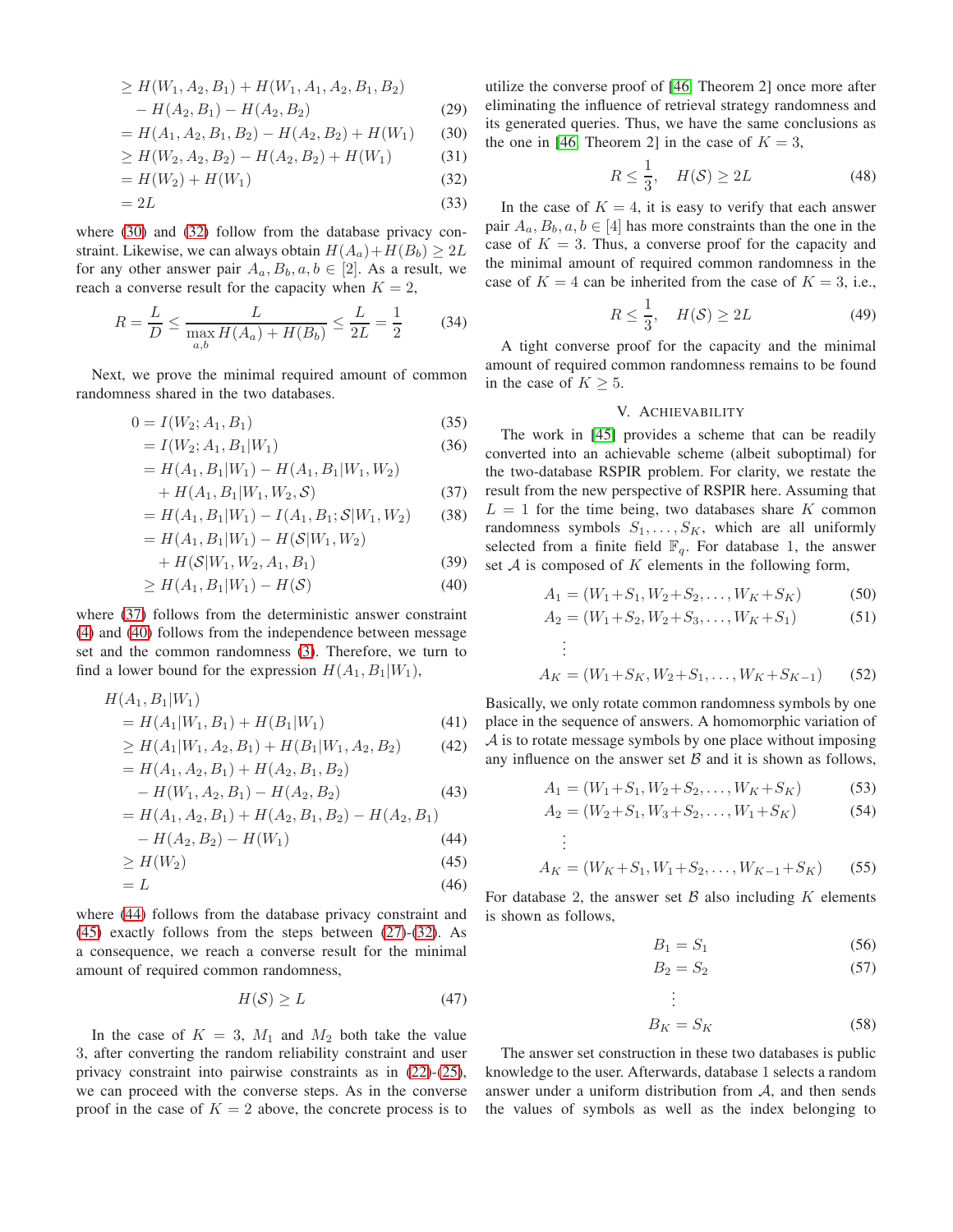$$
\begin{aligned}
&\geq H(W_1, A_2, B_1) + H(W_1, A_1, A_2, B_1, B_2) \\
&\quad - H(A_2, B_1) - H(A_2, B_2) && (29)\\
&= H(A_1, A_2, B_1, B_2) - H(A_2, B_2) + H(W_1) && (30)\\
&\geq H(W_2, A_2, B_2) - H(A_2, B_2) + H(W_1) && (31)\\
&= H(W_2) + H(W_1) && (32)\\
&= 2L && (33)
\end{aligned}
$$

where (30) and (32) follow from the database privacy constraint. Likewise, we can always obtain $H(A_a)+H(B_b) \geq 2L$ for any other answer pair $A_a, B_b, a, b \in [2]$. As a result, we reach a converse result for the capacity when $K = 2$,

$$
R = \frac{L}{D} \leq \frac{L}{\max_{a,b} H(A_a) + H(B_b)} \leq \frac{L}{2L} = \frac{1}{2} \tag{34}
$$

Next, we prove the minimal required amount of common randomness shared in the two databases.

$$
\begin{aligned}
0 &= I(W_2; A_1, B_1) && (35)\\
&= I(W_2; A_1, B_1|W_1) && (36)\\
&= H(A_1, B_1|W_1) - H(A_1, B_1|W_1, W_2) \\
&\quad + H(A_1, B_1|W_1, W_2, \mathcal{S}) && (37)\\
&= H(A_1, B_1|W_1) - I(A_1, B_1; \mathcal{S}|W_1, W_2) && (38)\\
&= H(A_1, B_1|W_1) - H(\mathcal{S}|W_1, W_2) \\
&\quad + H(\mathcal{S}|W_1, W_2, A_1, B_1) && (39)\\
&\geq H(A_1, B_1|W_1) - H(\mathcal{S}) && (40)
\end{aligned}
$$

where (37) follows from the deterministic answer constraint (4) and (40) follows from the independence between message set and the common randomness (3). Therefore, we turn to find a lower bound for the expression $H(A_1, B_1|W_1)$,

$$
\begin{aligned}
&H(A_1, B_1|W_1) \\
&= H(A_1|W_1, B_1) + H(B_1|W_1) && (41)\\
&\geq H(A_1|W_1, A_2, B_1) + H(B_1|W_1, A_2, B_2) && (42)\\
&= H(A_1, A_2, B_1) + H(A_2, B_1, B_2) \\
&\quad - H(W_1, A_2, B_1) - H(A_2, B_2) && (43)\\
&= H(A_1, A_2, B_1) + H(A_2, B_1, B_2) - H(A_2, B_1) \\
&\quad - H(A_2, B_2) - H(W_1) && (44)\\
&\geq H(W_2) && (45)\\
&= L && (46)
\end{aligned}
$$

where (44) follows from the database privacy constraint and (45) exactly follows from the steps between (27)-(32). As a consequence, we reach a converse result for the minimal amount of required common randomness,

$$
H(\mathcal{S}) \geq L \tag{47}
$$

In the case of $K = 3$, $M_1$ and $M_2$ both take the value 3, after converting the random reliability constraint and user privacy constraint into pairwise constraints as in (22)-(25), we can proceed with the converse steps. As in the converse proof in the case of $K = 2$ above, the concrete process is to utilize the converse proof of [46, Theorem 2] once more after eliminating the influence of retrieval strategy randomness and its generated queries. Thus, we have the same conclusions as the one in [46, Theorem 2] in the case of $K = 3$,

$$
R \leq \frac{1}{3}, \quad H(\mathcal{S}) \geq 2L \tag{48}
$$

In the case of $K = 4$, it is easy to verify that each answer pair $A_a, B_b, a, b \in [4]$ has more constraints than the one in the case of $K = 3$. Thus, a converse proof for the capacity and the minimal amount of required common randomness in the case of $K = 4$ can be inherited from the case of $K = 3$, i.e.,

$$
R \leq \frac{1}{3}, \quad H(\mathcal{S}) \geq 2L \tag{49}
$$

A tight converse proof for the capacity and the minimal amount of required common randomness remains to be found in the case of $K \geq 5$.

## V. Achievability

The work in [45] provides a scheme that can be readily converted into an achievable scheme (albeit suboptimal) for the two-database RSPIR problem. For clarity, we restate the result from the new perspective of RSPIR here. Assuming that $L = 1$ for the time being, two databases share $K$ common randomness symbols $S_1, \ldots, S_K$, which are all uniformly selected from a finite field $\mathbb{F}_q$. For database 1, the answer set $\mathcal{A}$ is composed of $K$ elements in the following form,

$$
\begin{aligned}
A_1 &= (W_1{+}S_1, W_2{+}S_2, \ldots, W_K{+}S_K) && (50)\\
A_2 &= (W_1{+}S_2, W_2{+}S_3, \ldots, W_K{+}S_1) && (51)\\
&\ \ \vdots \\
A_K &= (W_1{+}S_K, W_2{+}S_1, \ldots, W_K{+}S_{K-1}) && (52)
\end{aligned}
$$

Basically, we only rotate common randomness symbols by one place in the sequence of answers. A homomorphic variation of $\mathcal{A}$ is to rotate message symbols by one place without imposing any influence on the answer set $\mathcal{B}$ and it is shown as follows,

$$
\begin{aligned}
A_1 &= (W_1{+}S_1, W_2{+}S_2, \ldots, W_K{+}S_K) && (53)\\
A_2 &= (W_2{+}S_1, W_3{+}S_2, \ldots, W_1{+}S_K) && (54)\\
&\ \ \vdots \\
A_K &= (W_K{+}S_1, W_1{+}S_2, \ldots, W_{K-1}{+}S_K) && (55)
\end{aligned}
$$

For database 2, the answer set $\mathcal{B}$ also including $K$ elements is shown as follows,

$$
\begin{aligned}
B_1 &= S_1 && (56)\\
B_2 &= S_2 && (57)\\
&\ \ \vdots \\
B_K &= S_K && (58)
\end{aligned}
$$

The answer set construction in these two databases is public knowledge to the user. Afterwards, database 1 selects a random answer under a uniform distribution from $\mathcal{A}$, and then sends the values of symbols as well as the index belonging to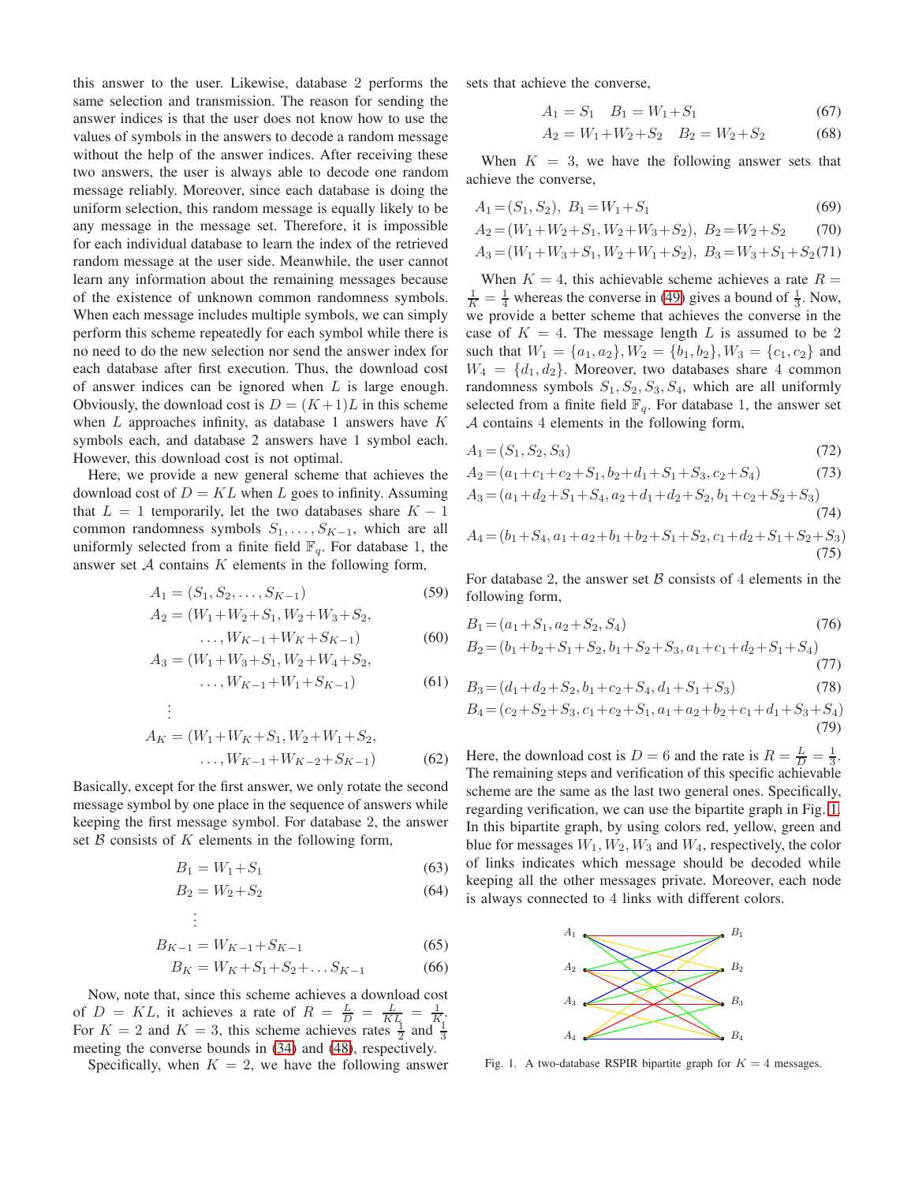this answer to the user. Likewise, database 2 performs the same selection and transmission. The reason for sending the answer indices is that the user does not know how to use the values of symbols in the answers to decode a random message without the help of the answer indices. After receiving these two answers, the user is always able to decode one random message reliably. Moreover, since each database is doing the uniform selection, this random message is equally likely to be any message in the message set. Therefore, it is impossible for each individual database to learn the index of the retrieved random message at the user side. Meanwhile, the user cannot learn any information about the remaining messages because of the existence of unknown common randomness symbols. When each message includes multiple symbols, we can simply perform this scheme repeatedly for each symbol while there is no need to do the new selection nor send the answer index for each database after first execution. Thus, the download cost of answer indices can be ignored when $L$ is large enough. Obviously, the download cost is $D=(K+1)L$ in this scheme when $L$ approaches infinity, as database 1 answers have $K$ symbols each, and database 2 answers have 1 symbol each. However, this download cost is not optimal.

Here, we provide a new general scheme that achieves the download cost of $D=KL$ when $L$ goes to infinity. Assuming that $L=1$ temporarily, let the two databases share $K-1$ common randomness symbols $S_1,\dots,S_{K-1}$, which are all uniformly selected from a finite field $\mathbb{F}_q$. For database 1, the answer set $\mathcal{A}$ contains $K$ elements in the following form,

$$A_1 = (S_1, S_2, \dots, S_{K-1}) \tag{59}$$

$$A_2 = (W_1+W_2+S_1, W_2+W_3+S_2, \dots, W_{K-1}+W_K+S_{K-1}) \tag{60}$$

$$A_3 = (W_1+W_3+S_1, W_2+W_4+S_2, \dots, W_{K-1}+W_1+S_{K-1}) \tag{61}$$

$$\vdots$$

$$A_K = (W_1+W_K+S_1, W_2+W_1+S_2, \dots, W_{K-1}+W_{K-2}+S_{K-1}) \tag{62}$$

Basically, except for the first answer, we only rotate the second message symbol by one place in the sequence of answers while keeping the first message symbol. For database 2, the answer set $\mathcal{B}$ consists of $K$ elements in the following form,

$$B_1 = W_1+S_1 \tag{63}$$

$$B_2 = W_2+S_2 \tag{64}$$

$$\vdots$$

$$B_{K-1} = W_{K-1}+S_{K-1} \tag{65}$$

$$B_K = W_K+S_1+S_2+\dots S_{K-1} \tag{66}$$

Now, note that, since this scheme achieves a download cost of $D=KL$, it achieves a rate of $R=\frac{L}{D}=\frac{L}{KL}=\frac{1}{K}$. For $K=2$ and $K=3$, this scheme achieves rates $\frac{1}{2}$ and $\frac{1}{3}$ meeting the converse bounds in (34) and (48), respectively.

Specifically, when $K=2$, we have the following answer sets that achieve the converse,

$$A_1 = S_1 \quad B_1 = W_1+S_1 \tag{67}$$

$$A_2 = W_1+W_2+S_2 \quad B_2 = W_2+S_2 \tag{68}$$

When $K=3$, we have the following answer sets that achieve the converse,

$$A_1=(S_1,S_2),\ B_1=W_1+S_1 \tag{69}$$

$$A_2=(W_1+W_2+S_1, W_2+W_3+S_2),\ B_2=W_2+S_2 \tag{70}$$

$$A_3=(W_1+W_3+S_1, W_2+W_1+S_2),\ B_3=W_3+S_1+S_2 \tag{71}$$

When $K=4$, this achievable scheme achieves a rate $R=\frac{1}{K}=\frac{1}{4}$ whereas the converse in (49) gives a bound of $\frac{1}{3}$. Now, we provide a better scheme that achieves the converse in the case of $K=4$. The message length $L$ is assumed to be 2 such that $W_1=\{a_1,a_2\}, W_2=\{b_1,b_2\}, W_3=\{c_1,c_2\}$ and $W_4=\{d_1,d_2\}$. Moreover, two databases share 4 common randomness symbols $S_1,S_2,S_3,S_4$, which are all uniformly selected from a finite field $\mathbb{F}_q$. For database 1, the answer set $\mathcal{A}$ contains 4 elements in the following form,

$$A_1=(S_1,S_2,S_3) \tag{72}$$

$$A_2=(a_1+c_1+c_2+S_1, b_2+d_1+S_1+S_3, c_2+S_4) \tag{73}$$

$$A_3=(a_1+d_2+S_1+S_4, a_2+d_1+d_2+S_2, b_1+c_2+S_2+S_3) \tag{74}$$

$$A_4=(b_1+S_4, a_1+a_2+b_1+b_2+S_1+S_2, c_1+d_2+S_1+S_2+S_3) \tag{75}$$

For database 2, the answer set $\mathcal{B}$ consists of 4 elements in the following form,

$$B_1=(a_1+S_1, a_2+S_2, S_4) \tag{76}$$

$$B_2=(b_1+b_2+S_1+S_2, b_1+S_2+S_3, a_1+c_1+d_2+S_1+S_4) \tag{77}$$

$$B_3=(d_1+d_2+S_2, b_1+c_2+S_4, d_1+S_1+S_3) \tag{78}$$

$$B_4=(c_2+S_2+S_3, c_1+c_2+S_1, a_1+a_2+b_2+c_1+d_1+S_3+S_4) \tag{79}$$

Here, the download cost is $D=6$ and the rate is $R=\frac{L}{D}=\frac{1}{3}$. The remaining steps and verification of this specific achievable scheme are the same as the last two general ones. Specifically, regarding verification, we can use the bipartite graph in Fig. 1. In this bipartite graph, by using colors red, yellow, green and blue for messages $W_1, W_2, W_3$ and $W_4$, respectively, the color of links indicates which message should be decoded while keeping all the other messages private. Moreover, each node is always connected to 4 links with different colors.

Fig. 1. A two-database RSPIR bipartite graph for $K=4$ messages.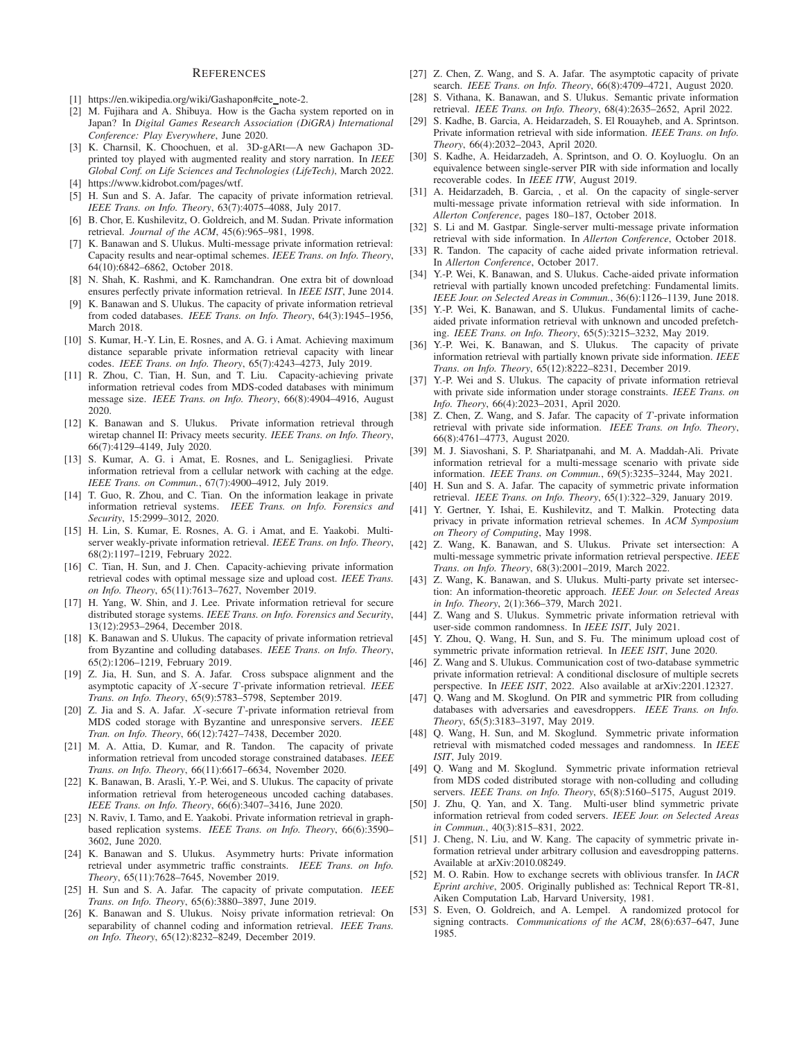## References

[1] https://en.wikipedia.org/wiki/Gashapon#cite_note-2.

[2] M. Fujihara and A. Shibuya. How is the Gacha system reported on in Japan? In *Digital Games Research Association (DiGRA) International Conference: Play Everywhere*, June 2020.

[3] K. Charnsil, K. Choochuen, et al. 3D-gARt—A new Gachapon 3D-printed toy played with augmented reality and story narration. In *IEEE Global Conf. on Life Sciences and Technologies (LifeTech)*, March 2022.

[4] https://www.kidrobot.com/pages/wtf.

[5] H. Sun and S. A. Jafar. The capacity of private information retrieval. *IEEE Trans. on Info. Theory*, 63(7):4075–4088, July 2017.

[6] B. Chor, E. Kushilevitz, O. Goldreich, and M. Sudan. Private information retrieval. *Journal of the ACM*, 45(6):965–981, 1998.

[7] K. Banawan and S. Ulukus. Multi-message private information retrieval: Capacity results and near-optimal schemes. *IEEE Trans. on Info. Theory*, 64(10):6842–6862, October 2018.

[8] N. Shah, K. Rashmi, and K. Ramchandran. One extra bit of download ensures perfectly private information retrieval. In *IEEE ISIT*, June 2014.

[9] K. Banawan and S. Ulukus. The capacity of private information retrieval from coded databases. *IEEE Trans. on Info. Theory*, 64(3):1945–1956, March 2018.

[10] S. Kumar, H.-Y. Lin, E. Rosnes, and A. G. i Amat. Achieving maximum distance separable private information retrieval capacity with linear codes. *IEEE Trans. on Info. Theory*, 65(7):4243–4273, July 2019.

[11] R. Zhou, C. Tian, H. Sun, and T. Liu. Capacity-achieving private information retrieval codes from MDS-coded databases with minimum message size. *IEEE Trans. on Info. Theory*, 66(8):4904–4916, August 2020.

[12] K. Banawan and S. Ulukus. Private information retrieval through wiretap channel II: Privacy meets security. *IEEE Trans. on Info. Theory*, 66(7):4129–4149, July 2020.

[13] S. Kumar, A. G. i Amat, E. Rosnes, and L. Senigagliesi. Private information retrieval from a cellular network with caching at the edge. *IEEE Trans. on Commun.*, 67(7):4900–4912, July 2019.

[14] T. Guo, R. Zhou, and C. Tian. On the information leakage in private information retrieval systems. *IEEE Trans. on Info. Forensics and Security*, 15:2999–3012, 2020.

[15] H. Lin, S. Kumar, E. Rosnes, A. G. i Amat, and E. Yaakobi. Multi-server weakly-private information retrieval. *IEEE Trans. on Info. Theory*, 68(2):1197–1219, February 2022.

[16] C. Tian, H. Sun, and J. Chen. Capacity-achieving private information retrieval codes with optimal message size and upload cost. *IEEE Trans. on Info. Theory*, 65(11):7613–7627, November 2019.

[17] H. Yang, W. Shin, and J. Lee. Private information retrieval for secure distributed storage systems. *IEEE Trans. on Info. Forensics and Security*, 13(12):2953–2964, December 2018.

[18] K. Banawan and S. Ulukus. The capacity of private information retrieval from Byzantine and colluding databases. *IEEE Trans. on Info. Theory*, 65(2):1206–1219, February 2019.

[19] Z. Jia, H. Sun, and S. A. Jafar. Cross subspace alignment and the asymptotic capacity of $X$-secure $T$-private information retrieval. *IEEE Trans. on Info. Theory*, 65(9):5783–5798, September 2019.

[20] Z. Jia and S. A. Jafar. $X$-secure $T$-private information retrieval from MDS coded storage with Byzantine and unresponsive servers. *IEEE Tran. on Info. Theory*, 66(12):7427–7438, December 2020.

[21] M. A. Attia, D. Kumar, and R. Tandon. The capacity of private information retrieval from uncoded storage constrained databases. *IEEE Trans. on Info. Theory*, 66(11):6617–6634, November 2020.

[22] K. Banawan, B. Arasli, Y.-P. Wei, and S. Ulukus. The capacity of private information retrieval from heterogeneous uncoded caching databases. *IEEE Trans. on Info. Theory*, 66(6):3407–3416, June 2020.

[23] N. Raviv, I. Tamo, and E. Yaakobi. Private information retrieval in graph-based replication systems. *IEEE Trans. on Info. Theory*, 66(6):3590–3602, June 2020.

[24] K. Banawan and S. Ulukus. Asymmetry hurts: Private information retrieval under asymmetric traffic constraints. *IEEE Trans. on Info. Theory*, 65(11):7628–7645, November 2019.

[25] H. Sun and S. A. Jafar. The capacity of private computation. *IEEE Trans. on Info. Theory*, 65(6):3880–3897, June 2019.

[26] K. Banawan and S. Ulukus. Noisy private information retrieval: On separability of channel coding and information retrieval. *IEEE Trans. on Info. Theory*, 65(12):8232–8249, December 2019.

[27] Z. Chen, Z. Wang, and S. A. Jafar. The asymptotic capacity of private search. *IEEE Trans. on Info. Theory*, 66(8):4709–4721, August 2020.

[28] S. Vithana, K. Banawan, and S. Ulukus. Semantic private information retrieval. *IEEE Trans. on Info. Theory*, 68(4):2635–2652, April 2022.

[29] S. Kadhe, B. Garcia, A. Heidarzadeh, S. El Rouayheb, and A. Sprintson. Private information retrieval with side information. *IEEE Trans. on Info. Theory*, 66(4):2032–2043, April 2020.

[30] S. Kadhe, A. Heidarzadeh, A. Sprintson, and O. O. Koyluoglu. On an equivalence between single-server PIR with side information and locally recoverable codes. In *IEEE ITW*, August 2019.

[31] A. Heidarzadeh, B. Garcia, , et al. On the capacity of single-server multi-message private information retrieval with side information. In *Allerton Conference*, pages 180–187, October 2018.

[32] S. Li and M. Gastpar. Single-server multi-message private information retrieval with side information. In *Allerton Conference*, October 2018.

[33] R. Tandon. The capacity of cache aided private information retrieval. In *Allerton Conference*, October 2017.

[34] Y.-P. Wei, K. Banawan, and S. Ulukus. Cache-aided private information retrieval with partially known uncoded prefetching: Fundamental limits. *IEEE Jour. on Selected Areas in Commun.*, 36(6):1126–1139, June 2018.

[35] Y.-P. Wei, K. Banawan, and S. Ulukus. Fundamental limits of cache-aided private information retrieval with unknown and uncoded prefetching. *IEEE Trans. on Info. Theory*, 65(5):3215–3232, May 2019.

[36] Y.-P. Wei, K. Banawan, and S. Ulukus. The capacity of private information retrieval with partially known private side information. *IEEE Trans. on Info. Theory*, 65(12):8222–8231, December 2019.

[37] Y.-P. Wei and S. Ulukus. The capacity of private information retrieval with private side information under storage constraints. *IEEE Trans. on Info. Theory*, 66(4):2023–2031, April 2020.

[38] Z. Chen, Z. Wang, and S. Jafar. The capacity of $T$-private information retrieval with private side information. *IEEE Trans. on Info. Theory*, 66(8):4761–4773, August 2020.

[39] M. J. Siavoshani, S. P. Shariatpanahi, and M. A. Maddah-Ali. Private information retrieval for a multi-message scenario with private side information. *IEEE Trans. on Commun.*, 69(5):3235–3244, May 2021.

[40] H. Sun and S. A. Jafar. The capacity of symmetric private information retrieval. *IEEE Trans. on Info. Theory*, 65(1):322–329, January 2019.

[41] Y. Gertner, Y. Ishai, E. Kushilevitz, and T. Malkin. Protecting data privacy in private information retrieval schemes. In *ACM Symposium on Theory of Computing*, May 1998.

[42] Z. Wang, K. Banawan, and S. Ulukus. Private set intersection: A multi-message symmetric private information retrieval perspective. *IEEE Trans. on Info. Theory*, 68(3):2001–2019, March 2022.

[43] Z. Wang, K. Banawan, and S. Ulukus. Multi-party private set intersection: An information-theoretic approach. *IEEE Jour. on Selected Areas in Info. Theory*, 2(1):366–379, March 2021.

[44] Z. Wang and S. Ulukus. Symmetric private information retrieval with user-side common randomness. In *IEEE ISIT*, July 2021.

[45] Y. Zhou, Q. Wang, H. Sun, and S. Fu. The minimum upload cost of symmetric private information retrieval. In *IEEE ISIT*, June 2020.

[46] Z. Wang and S. Ulukus. Communication cost of two-database symmetric private information retrieval: A conditional disclosure of multiple secrets perspective. In *IEEE ISIT*, 2022. Also available at arXiv:2201.12327.

[47] Q. Wang and M. Skoglund. On PIR and symmetric PIR from colluding databases with adversaries and eavesdroppers. *IEEE Trans. on Info. Theory*, 65(5):3183–3197, May 2019.

[48] Q. Wang, H. Sun, and M. Skoglund. Symmetric private information retrieval with mismatched coded messages and randomness. In *IEEE ISIT*, July 2019.

[49] Q. Wang and M. Skoglund. Symmetric private information retrieval from MDS coded distributed storage with non-colluding and colluding servers. *IEEE Trans. on Info. Theory*, 65(8):5160–5175, August 2019.

[50] J. Zhu, Q. Yan, and X. Tang. Multi-user blind symmetric private information retrieval from coded servers. *IEEE Jour. on Selected Areas in Commun.*, 40(3):815–831, 2022.

[51] J. Cheng, N. Liu, and W. Kang. The capacity of symmetric private information retrieval under arbitrary collusion and eavesdropping patterns. Available at arXiv:2010.08249.

[52] M. O. Rabin. How to exchange secrets with oblivious transfer. In *IACR Eprint archive*, 2005. Originally published as: Technical Report TR-81, Aiken Computation Lab, Harvard University, 1981.

[53] S. Even, O. Goldreich, and A. Lempel. A randomized protocol for signing contracts. *Communications of the ACM*, 28(6):637–647, June 1985.